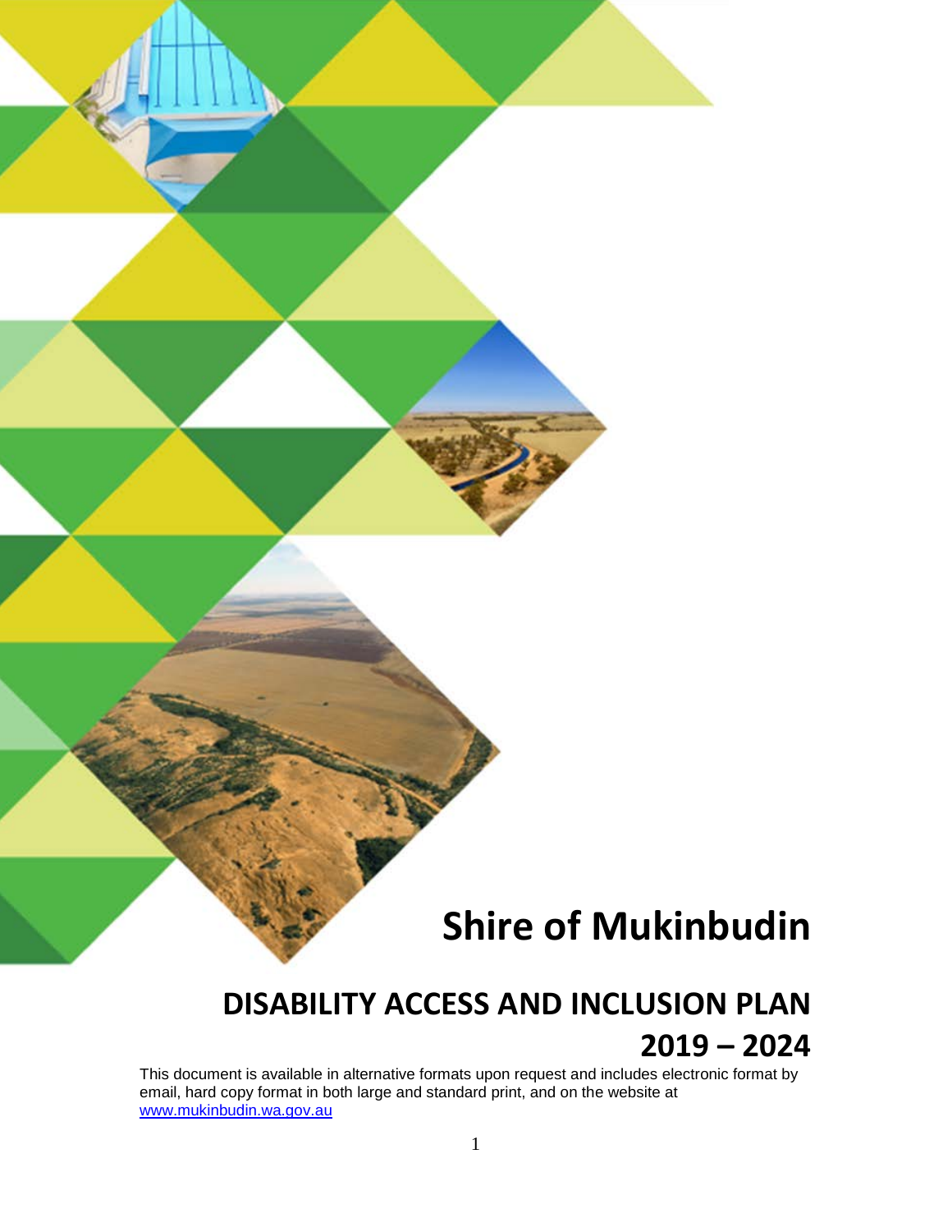# Shire of Mukinbudin

## DISABILITY ACCESS AND INCLUSION PLAN 2019 – 2024

This document is available in alternative formats upon request and includes electronic format by email, hard copy format in both large and standard print, and on the website at www.mukinbudin.wa.gov.au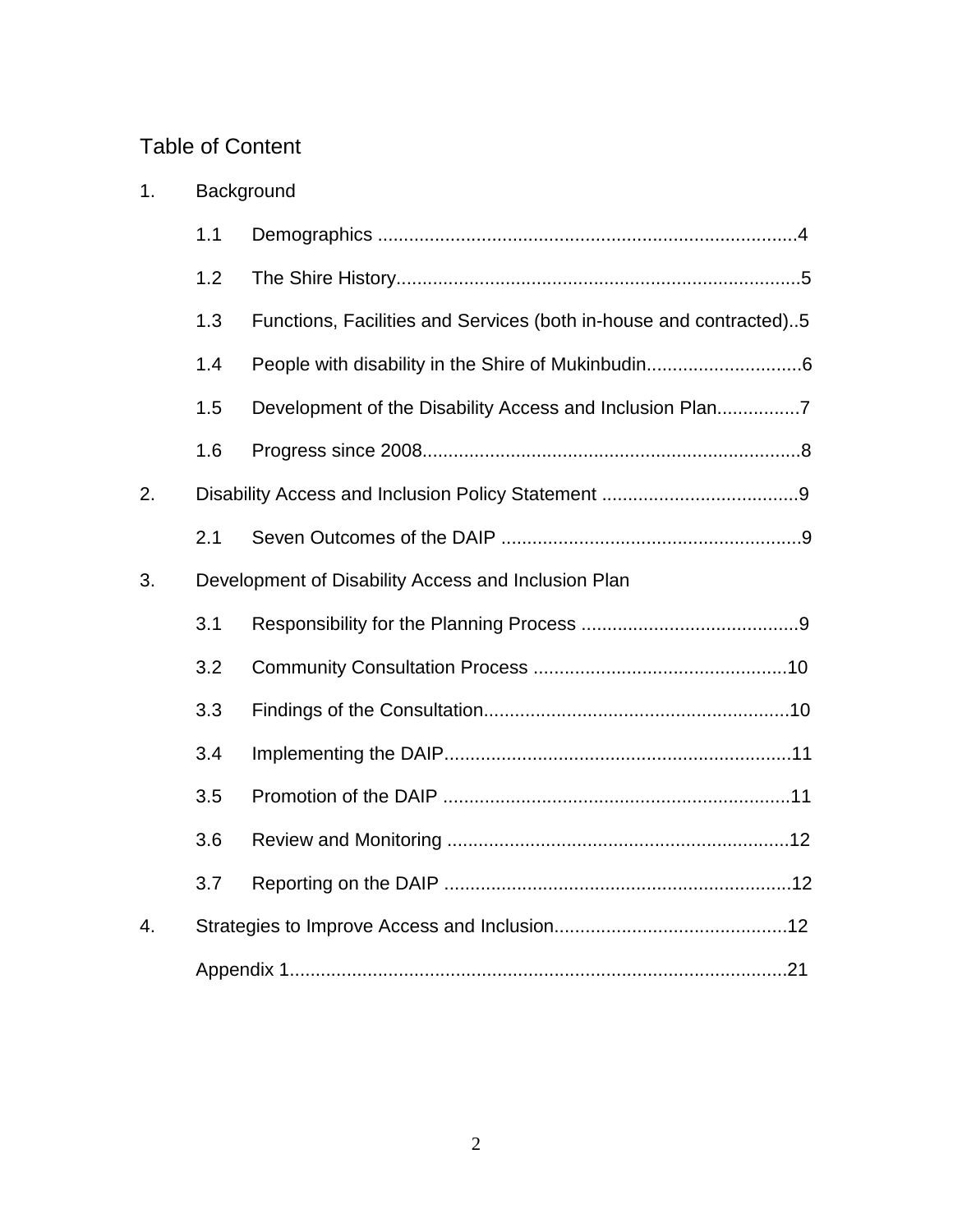# Table of Content

1. Background
   - 1.1 Demographics ................................................................................4
   - 1.2 The Shire History.............................................................................5
   - 1.3 Functions, Facilities and Services (both in-house and contracted)..5
   - 1.4 People with disability in the Shire of Mukinbudin..............................6
   - 1.5 Development of the Disability Access and Inclusion Plan................7
   - 1.6 Progress since 2008.........................................................................8
2. Disability Access and Inclusion Policy Statement ......................................9
   - 2.1 Seven Outcomes of the DAIP ..........................................................9
3. Development of Disability Access and Inclusion Plan
   - 3.1 Responsibility for the Planning Process ..........................................9
   - 3.2 Community Consultation Process .................................................10
   - 3.3 Findings of the Consultation...........................................................10
   - 3.4 Implementing the DAIP...................................................................11
   - 3.5 Promotion of the DAIP ...................................................................11
   - 3.6 Review and Monitoring ..................................................................12
   - 3.7 Reporting on the DAIP ...................................................................12
4. Strategies to Improve Access and Inclusion.............................................12

   Appendix 1................................................................................................21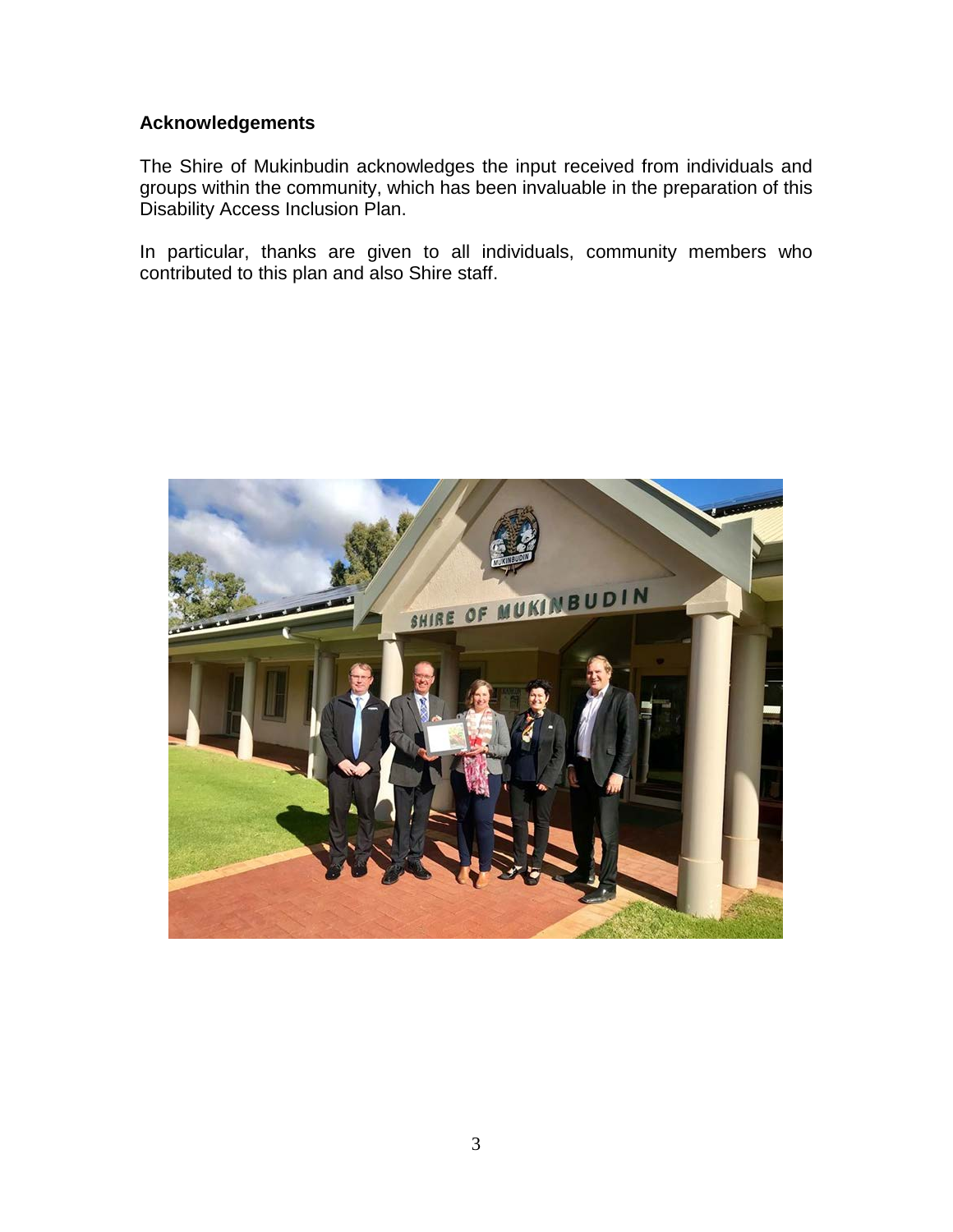**Acknowledgements**

The Shire of Mukinbudin acknowledges the input received from individuals and groups within the community, which has been invaluable in the preparation of this Disability Access Inclusion Plan.

In particular, thanks are given to all individuals, community members who contributed to this plan and also Shire staff.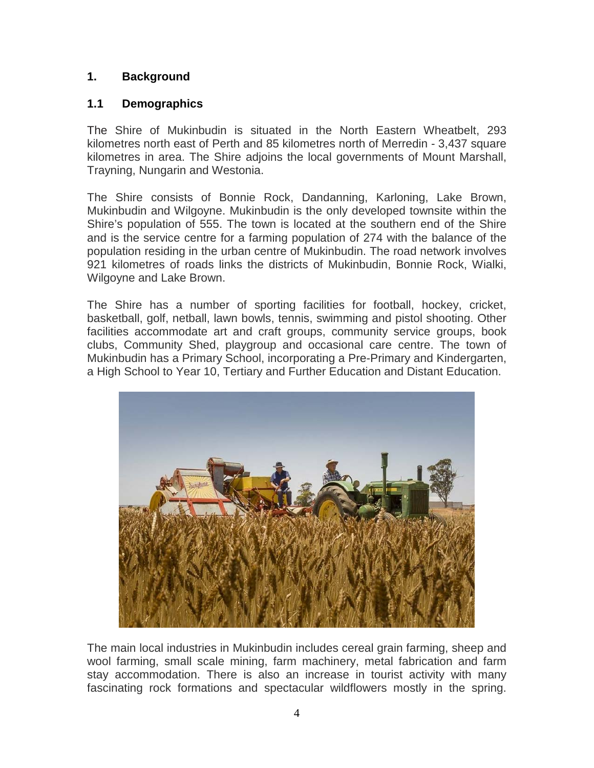## 1. Background

### 1.1 Demographics

The Shire of Mukinbudin is situated in the North Eastern Wheatbelt, 293 kilometres north east of Perth and 85 kilometres north of Merredin - 3,437 square kilometres in area. The Shire adjoins the local governments of Mount Marshall, Trayning, Nungarin and Westonia.

The Shire consists of Bonnie Rock, Dandanning, Karloning, Lake Brown, Mukinbudin and Wilgoyne. Mukinbudin is the only developed townsite within the Shire's population of 555. The town is located at the southern end of the Shire and is the service centre for a farming population of 274 with the balance of the population residing in the urban centre of Mukinbudin. The road network involves 921 kilometres of roads links the districts of Mukinbudin, Bonnie Rock, Wialki, Wilgoyne and Lake Brown.

The Shire has a number of sporting facilities for football, hockey, cricket, basketball, golf, netball, lawn bowls, tennis, swimming and pistol shooting. Other facilities accommodate art and craft groups, community service groups, book clubs, Community Shed, playgroup and occasional care centre. The town of Mukinbudin has a Primary School, incorporating a Pre-Primary and Kindergarten, a High School to Year 10, Tertiary and Further Education and Distant Education.

The main local industries in Mukinbudin includes cereal grain farming, sheep and wool farming, small scale mining, farm machinery, metal fabrication and farm stay accommodation. There is also an increase in tourist activity with many fascinating rock formations and spectacular wildflowers mostly in the spring.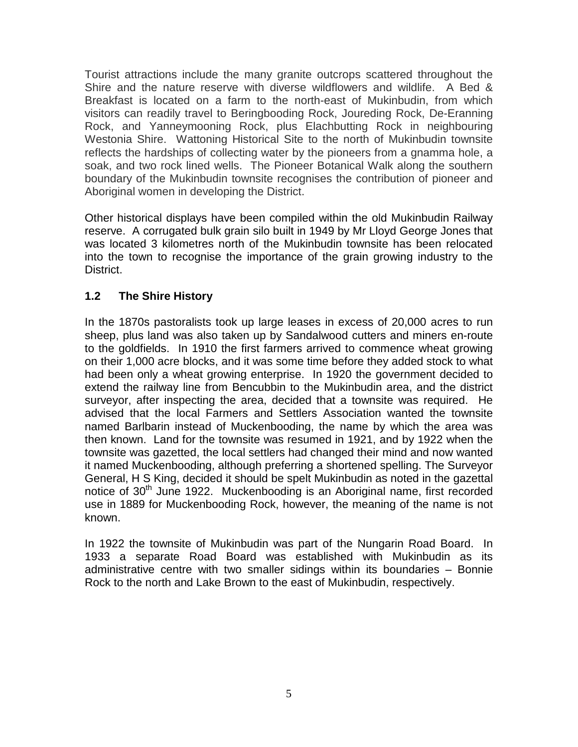Tourist attractions include the many granite outcrops scattered throughout the Shire and the nature reserve with diverse wildflowers and wildlife. A Bed & Breakfast is located on a farm to the north-east of Mukinbudin, from which visitors can readily travel to Beringbooding Rock, Joureding Rock, De-Eranning Rock, and Yanneymooning Rock, plus Elachbutting Rock in neighbouring Westonia Shire. Wattoning Historical Site to the north of Mukinbudin townsite reflects the hardships of collecting water by the pioneers from a gnamma hole, a soak, and two rock lined wells. The Pioneer Botanical Walk along the southern boundary of the Mukinbudin townsite recognises the contribution of pioneer and Aboriginal women in developing the District.

Other historical displays have been compiled within the old Mukinbudin Railway reserve. A corrugated bulk grain silo built in 1949 by Mr Lloyd George Jones that was located 3 kilometres north of the Mukinbudin townsite has been relocated into the town to recognise the importance of the grain growing industry to the District.

## 1.2 The Shire History

In the 1870s pastoralists took up large leases in excess of 20,000 acres to run sheep, plus land was also taken up by Sandalwood cutters and miners en-route to the goldfields. In 1910 the first farmers arrived to commence wheat growing on their 1,000 acre blocks, and it was some time before they added stock to what had been only a wheat growing enterprise. In 1920 the government decided to extend the railway line from Bencubbin to the Mukinbudin area, and the district surveyor, after inspecting the area, decided that a townsite was required. He advised that the local Farmers and Settlers Association wanted the townsite named Barlbarin instead of Muckenbooding, the name by which the area was then known. Land for the townsite was resumed in 1921, and by 1922 when the townsite was gazetted, the local settlers had changed their mind and now wanted it named Muckenbooding, although preferring a shortened spelling. The Surveyor General, H S King, decided it should be spelt Mukinbudin as noted in the gazettal notice of 30th June 1922. Muckenbooding is an Aboriginal name, first recorded use in 1889 for Muckenbooding Rock, however, the meaning of the name is not known.

In 1922 the townsite of Mukinbudin was part of the Nungarin Road Board. In 1933 a separate Road Board was established with Mukinbudin as its administrative centre with two smaller sidings within its boundaries – Bonnie Rock to the north and Lake Brown to the east of Mukinbudin, respectively.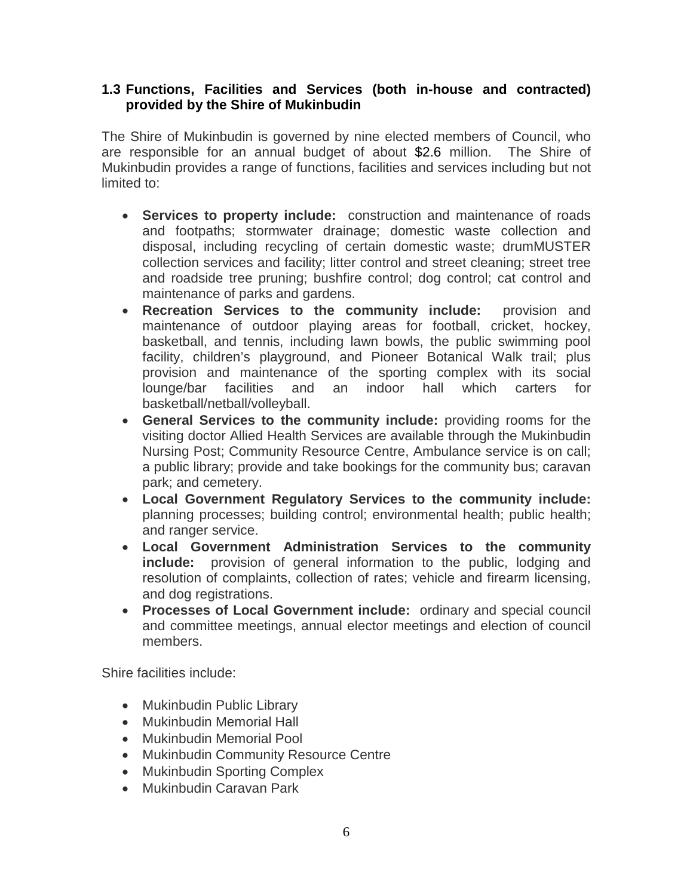### 1.3 Functions, Facilities and Services (both in-house and contracted) provided by the Shire of Mukinbudin

The Shire of Mukinbudin is governed by nine elected members of Council, who are responsible for an annual budget of about $2.6 million. The Shire of Mukinbudin provides a range of functions, facilities and services including but not limited to:

- **Services to property include:** construction and maintenance of roads and footpaths; stormwater drainage; domestic waste collection and disposal, including recycling of certain domestic waste; drumMUSTER collection services and facility; litter control and street cleaning; street tree and roadside tree pruning; bushfire control; dog control; cat control and maintenance of parks and gardens.
- **Recreation Services to the community include:** provision and maintenance of outdoor playing areas for football, cricket, hockey, basketball, and tennis, including lawn bowls, the public swimming pool facility, children's playground, and Pioneer Botanical Walk trail; plus provision and maintenance of the sporting complex with its social lounge/bar facilities and an indoor hall which carters for basketball/netball/volleyball.
- **General Services to the community include:** providing rooms for the visiting doctor Allied Health Services are available through the Mukinbudin Nursing Post; Community Resource Centre, Ambulance service is on call; a public library; provide and take bookings for the community bus; caravan park; and cemetery.
- **Local Government Regulatory Services to the community include:** planning processes; building control; environmental health; public health; and ranger service.
- **Local Government Administration Services to the community include:** provision of general information to the public, lodging and resolution of complaints, collection of rates; vehicle and firearm licensing, and dog registrations.
- **Processes of Local Government include:** ordinary and special council and committee meetings, annual elector meetings and election of council members.

Shire facilities include:

- Mukinbudin Public Library
- Mukinbudin Memorial Hall
- Mukinbudin Memorial Pool
- Mukinbudin Community Resource Centre
- Mukinbudin Sporting Complex
- Mukinbudin Caravan Park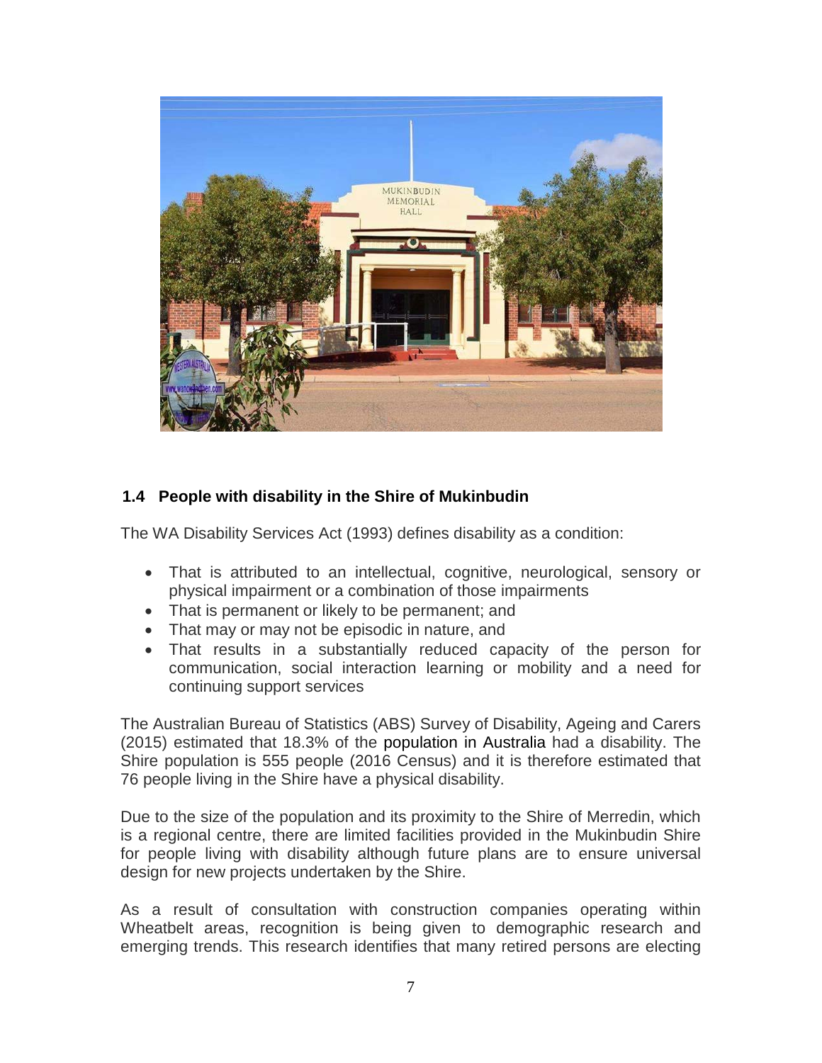## 1.4 People with disability in the Shire of Mukinbudin

The WA Disability Services Act (1993) defines disability as a condition:

- That is attributed to an intellectual, cognitive, neurological, sensory or physical impairment or a combination of those impairments
- That is permanent or likely to be permanent; and
- That may or may not be episodic in nature, and
- That results in a substantially reduced capacity of the person for communication, social interaction learning or mobility and a need for continuing support services

The Australian Bureau of Statistics (ABS) Survey of Disability, Ageing and Carers (2015) estimated that 18.3% of the population in Australia had a disability. The Shire population is 555 people (2016 Census) and it is therefore estimated that 76 people living in the Shire have a physical disability.

Due to the size of the population and its proximity to the Shire of Merredin, which is a regional centre, there are limited facilities provided in the Mukinbudin Shire for people living with disability although future plans are to ensure universal design for new projects undertaken by the Shire.

As a result of consultation with construction companies operating within Wheatbelt areas, recognition is being given to demographic research and emerging trends. This research identifies that many retired persons are electing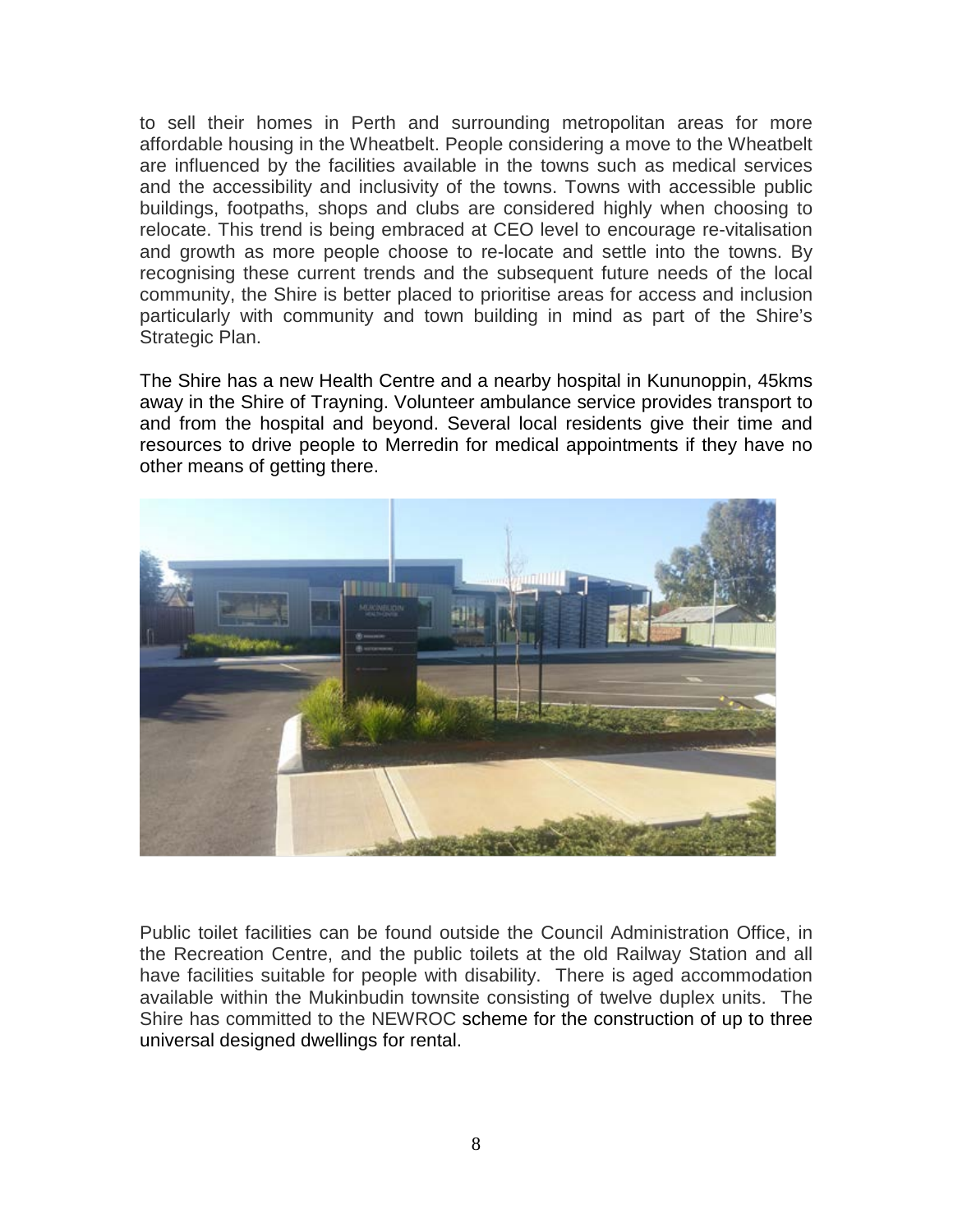to sell their homes in Perth and surrounding metropolitan areas for more affordable housing in the Wheatbelt. People considering a move to the Wheatbelt are influenced by the facilities available in the towns such as medical services and the accessibility and inclusivity of the towns. Towns with accessible public buildings, footpaths, shops and clubs are considered highly when choosing to relocate. This trend is being embraced at CEO level to encourage re-vitalisation and growth as more people choose to re-locate and settle into the towns. By recognising these current trends and the subsequent future needs of the local community, the Shire is better placed to prioritise areas for access and inclusion particularly with community and town building in mind as part of the Shire's Strategic Plan.

The Shire has a new Health Centre and a nearby hospital in Kununoppin, 45kms away in the Shire of Trayning. Volunteer ambulance service provides transport to and from the hospital and beyond. Several local residents give their time and resources to drive people to Merredin for medical appointments if they have no other means of getting there.

Public toilet facilities can be found outside the Council Administration Office, in the Recreation Centre, and the public toilets at the old Railway Station and all have facilities suitable for people with disability. There is aged accommodation available within the Mukinbudin townsite consisting of twelve duplex units. The Shire has committed to the NEWROC scheme for the construction of up to three universal designed dwellings for rental.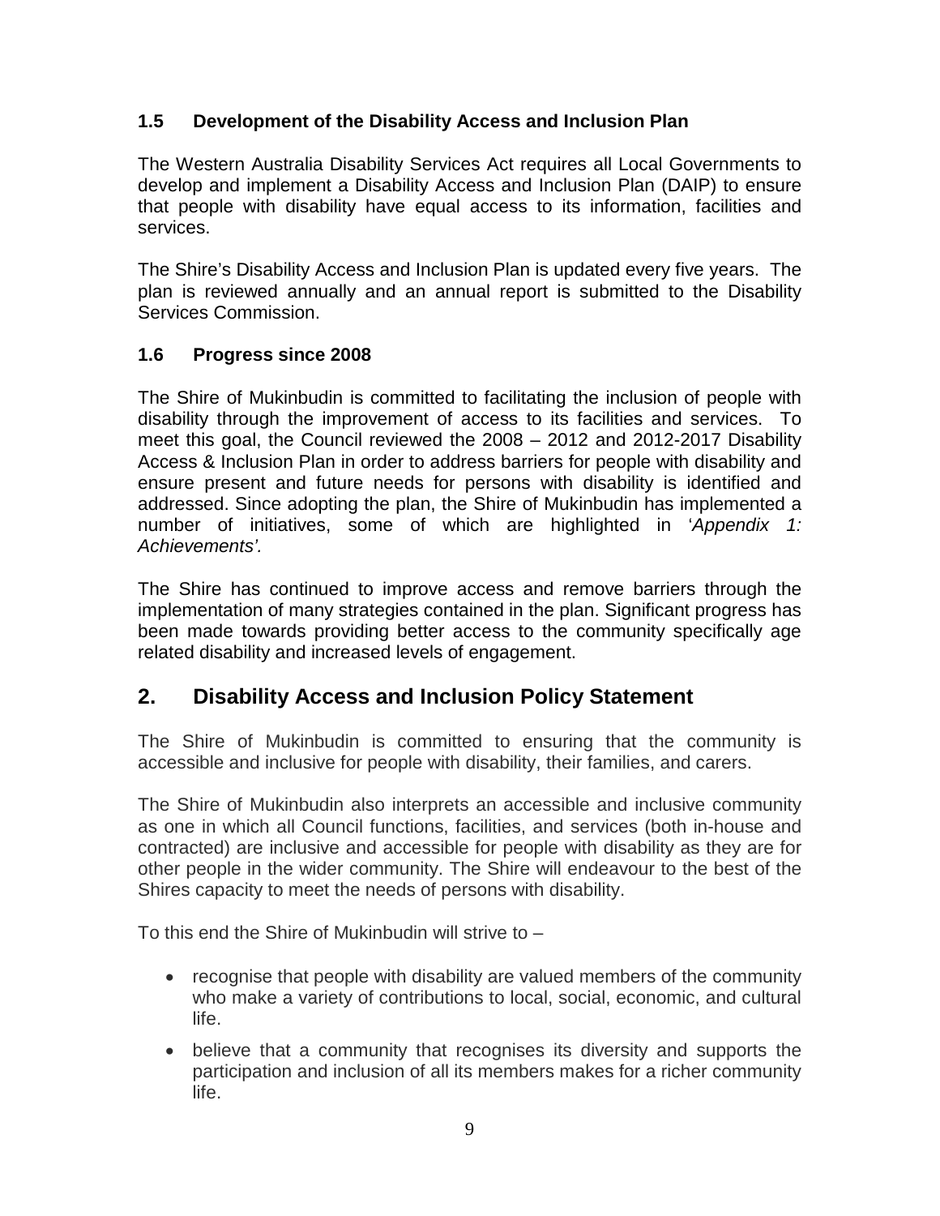### 1.5 Development of the Disability Access and Inclusion Plan

The Western Australia Disability Services Act requires all Local Governments to develop and implement a Disability Access and Inclusion Plan (DAIP) to ensure that people with disability have equal access to its information, facilities and services.

The Shire's Disability Access and Inclusion Plan is updated every five years. The plan is reviewed annually and an annual report is submitted to the Disability Services Commission.

### 1.6 Progress since 2008

The Shire of Mukinbudin is committed to facilitating the inclusion of people with disability through the improvement of access to its facilities and services. To meet this goal, the Council reviewed the 2008 – 2012 and 2012-2017 Disability Access & Inclusion Plan in order to address barriers for people with disability and ensure present and future needs for persons with disability is identified and addressed. Since adopting the plan, the Shire of Mukinbudin has implemented a number of initiatives, some of which are highlighted in '*Appendix 1: Achievements'.*

The Shire has continued to improve access and remove barriers through the implementation of many strategies contained in the plan. Significant progress has been made towards providing better access to the community specifically age related disability and increased levels of engagement.

## 2. Disability Access and Inclusion Policy Statement

The Shire of Mukinbudin is committed to ensuring that the community is accessible and inclusive for people with disability, their families, and carers.

The Shire of Mukinbudin also interprets an accessible and inclusive community as one in which all Council functions, facilities, and services (both in-house and contracted) are inclusive and accessible for people with disability as they are for other people in the wider community. The Shire will endeavour to the best of the Shires capacity to meet the needs of persons with disability.

To this end the Shire of Mukinbudin will strive to –

- recognise that people with disability are valued members of the community who make a variety of contributions to local, social, economic, and cultural life.
- believe that a community that recognises its diversity and supports the participation and inclusion of all its members makes for a richer community life.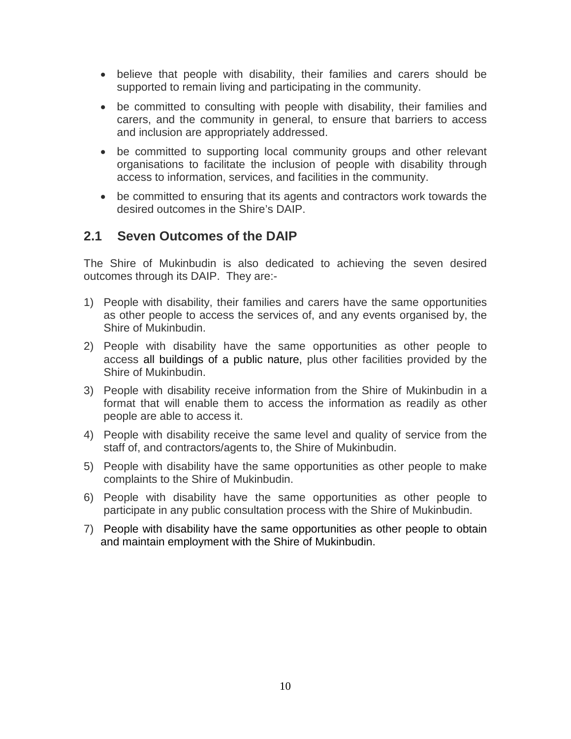- believe that people with disability, their families and carers should be supported to remain living and participating in the community.
- be committed to consulting with people with disability, their families and carers, and the community in general, to ensure that barriers to access and inclusion are appropriately addressed.
- be committed to supporting local community groups and other relevant organisations to facilitate the inclusion of people with disability through access to information, services, and facilities in the community.
- be committed to ensuring that its agents and contractors work towards the desired outcomes in the Shire's DAIP.

## 2.1 Seven Outcomes of the DAIP

The Shire of Mukinbudin is also dedicated to achieving the seven desired outcomes through its DAIP. They are:-

1) People with disability, their families and carers have the same opportunities as other people to access the services of, and any events organised by, the Shire of Mukinbudin.
2) People with disability have the same opportunities as other people to access all buildings of a public nature, plus other facilities provided by the Shire of Mukinbudin.
3) People with disability receive information from the Shire of Mukinbudin in a format that will enable them to access the information as readily as other people are able to access it.
4) People with disability receive the same level and quality of service from the staff of, and contractors/agents to, the Shire of Mukinbudin.
5) People with disability have the same opportunities as other people to make complaints to the Shire of Mukinbudin.
6) People with disability have the same opportunities as other people to participate in any public consultation process with the Shire of Mukinbudin.
7) People with disability have the same opportunities as other people to obtain and maintain employment with the Shire of Mukinbudin.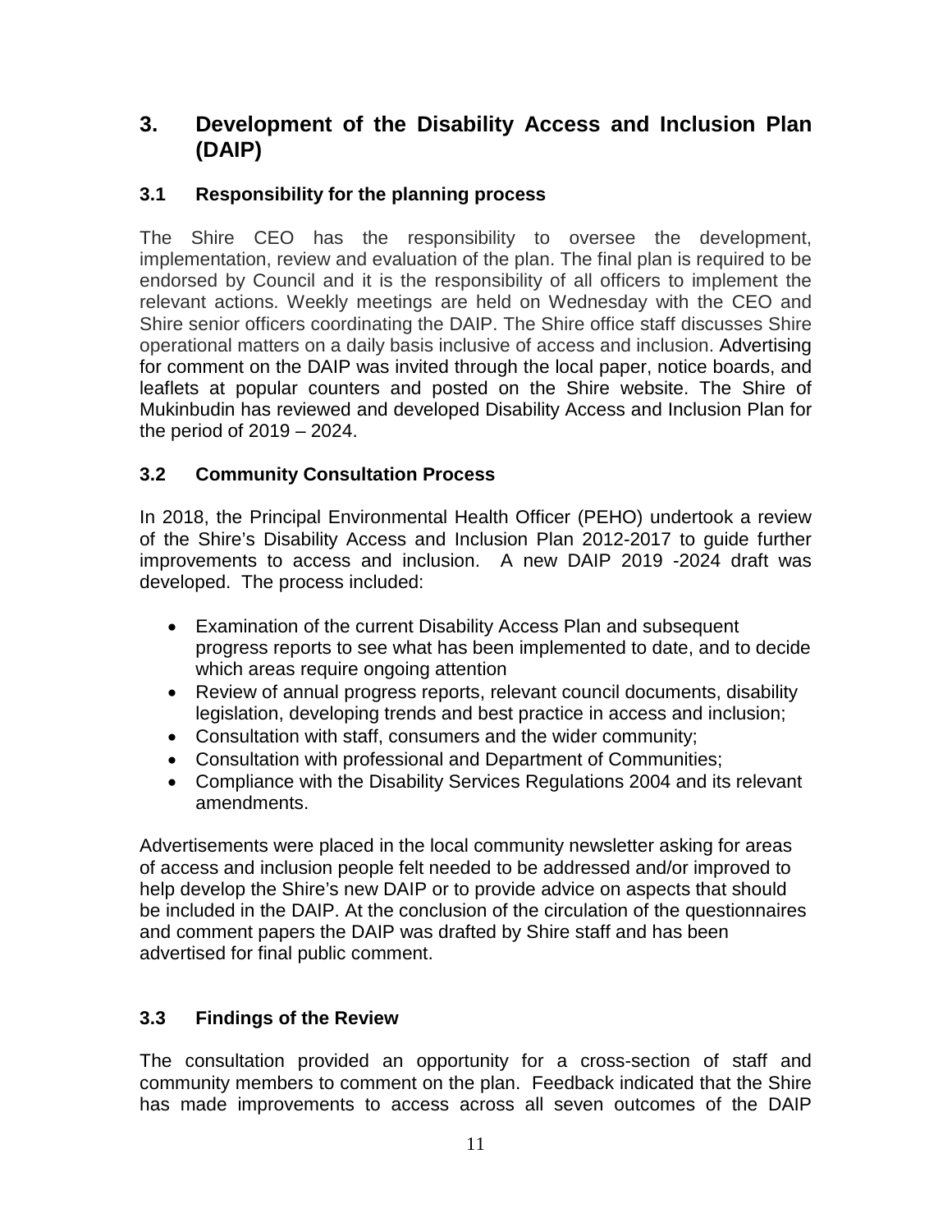## 3. Development of the Disability Access and Inclusion Plan (DAIP)

### 3.1 Responsibility for the planning process

The Shire CEO has the responsibility to oversee the development, implementation, review and evaluation of the plan. The final plan is required to be endorsed by Council and it is the responsibility of all officers to implement the relevant actions. Weekly meetings are held on Wednesday with the CEO and Shire senior officers coordinating the DAIP. The Shire office staff discusses Shire operational matters on a daily basis inclusive of access and inclusion. Advertising for comment on the DAIP was invited through the local paper, notice boards, and leaflets at popular counters and posted on the Shire website. The Shire of Mukinbudin has reviewed and developed Disability Access and Inclusion Plan for the period of 2019 – 2024.

### 3.2 Community Consultation Process

In 2018, the Principal Environmental Health Officer (PEHO) undertook a review of the Shire's Disability Access and Inclusion Plan 2012-2017 to guide further improvements to access and inclusion. A new DAIP 2019 -2024 draft was developed. The process included:

- Examination of the current Disability Access Plan and subsequent progress reports to see what has been implemented to date, and to decide which areas require ongoing attention
- Review of annual progress reports, relevant council documents, disability legislation, developing trends and best practice in access and inclusion;
- Consultation with staff, consumers and the wider community;
- Consultation with professional and Department of Communities;
- Compliance with the Disability Services Regulations 2004 and its relevant amendments.

Advertisements were placed in the local community newsletter asking for areas of access and inclusion people felt needed to be addressed and/or improved to help develop the Shire's new DAIP or to provide advice on aspects that should be included in the DAIP. At the conclusion of the circulation of the questionnaires and comment papers the DAIP was drafted by Shire staff and has been advertised for final public comment.

### 3.3 Findings of the Review

The consultation provided an opportunity for a cross-section of staff and community members to comment on the plan. Feedback indicated that the Shire has made improvements to access across all seven outcomes of the DAIP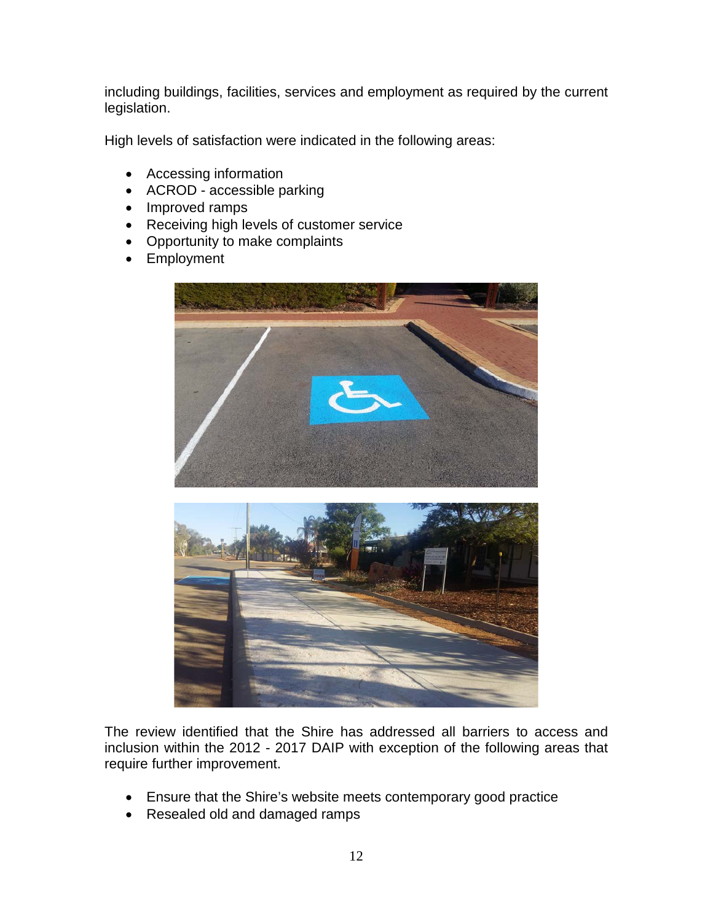including buildings, facilities, services and employment as required by the current legislation.

High levels of satisfaction were indicated in the following areas:

- Accessing information
- ACROD - accessible parking
- Improved ramps
- Receiving high levels of customer service
- Opportunity to make complaints
- Employment

The review identified that the Shire has addressed all barriers to access and inclusion within the 2012 - 2017 DAIP with exception of the following areas that require further improvement.

- Ensure that the Shire's website meets contemporary good practice
- Resealed old and damaged ramps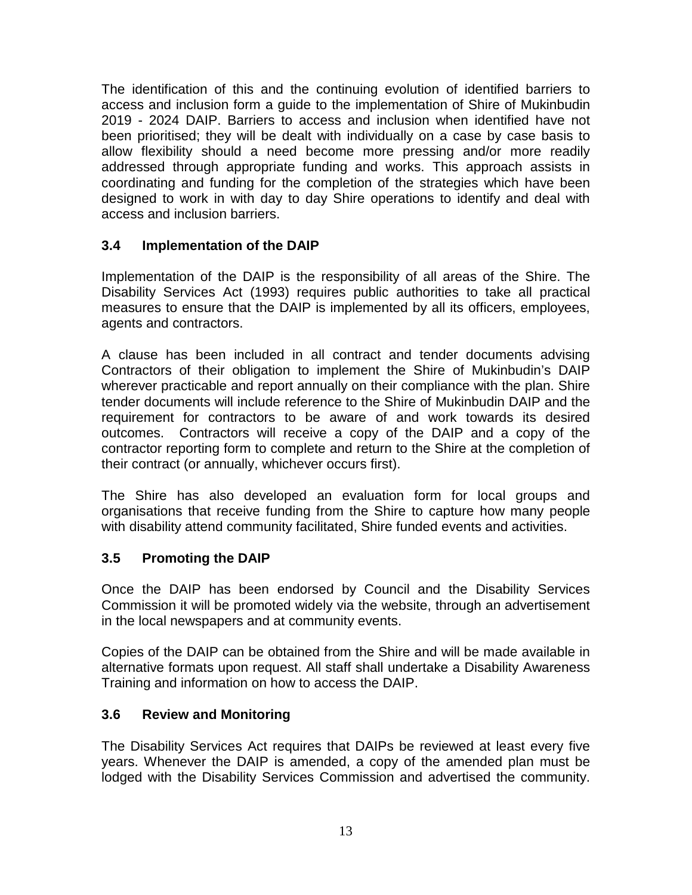The identification of this and the continuing evolution of identified barriers to access and inclusion form a guide to the implementation of Shire of Mukinbudin 2019 - 2024 DAIP. Barriers to access and inclusion when identified have not been prioritised; they will be dealt with individually on a case by case basis to allow flexibility should a need become more pressing and/or more readily addressed through appropriate funding and works. This approach assists in coordinating and funding for the completion of the strategies which have been designed to work in with day to day Shire operations to identify and deal with access and inclusion barriers.

### 3.4 Implementation of the DAIP

Implementation of the DAIP is the responsibility of all areas of the Shire. The Disability Services Act (1993) requires public authorities to take all practical measures to ensure that the DAIP is implemented by all its officers, employees, agents and contractors.

A clause has been included in all contract and tender documents advising Contractors of their obligation to implement the Shire of Mukinbudin's DAIP wherever practicable and report annually on their compliance with the plan. Shire tender documents will include reference to the Shire of Mukinbudin DAIP and the requirement for contractors to be aware of and work towards its desired outcomes. Contractors will receive a copy of the DAIP and a copy of the contractor reporting form to complete and return to the Shire at the completion of their contract (or annually, whichever occurs first).

The Shire has also developed an evaluation form for local groups and organisations that receive funding from the Shire to capture how many people with disability attend community facilitated, Shire funded events and activities.

### 3.5 Promoting the DAIP

Once the DAIP has been endorsed by Council and the Disability Services Commission it will be promoted widely via the website, through an advertisement in the local newspapers and at community events.

Copies of the DAIP can be obtained from the Shire and will be made available in alternative formats upon request. All staff shall undertake a Disability Awareness Training and information on how to access the DAIP.

### 3.6 Review and Monitoring

The Disability Services Act requires that DAIPs be reviewed at least every five years. Whenever the DAIP is amended, a copy of the amended plan must be lodged with the Disability Services Commission and advertised the community.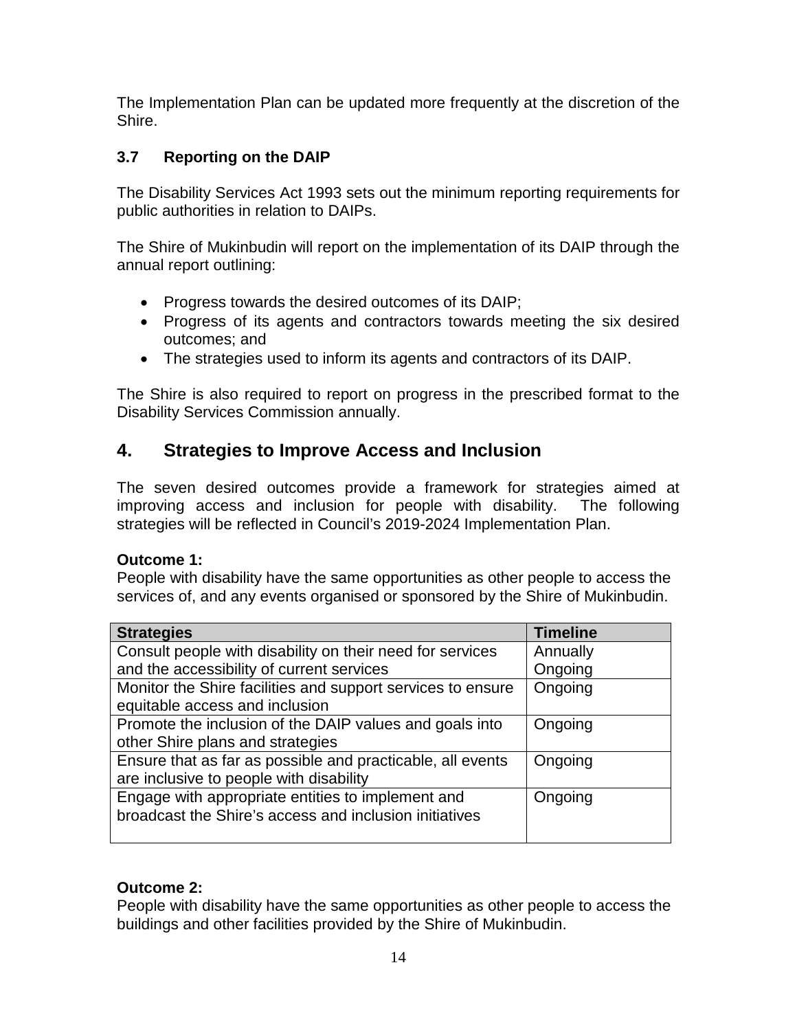The Implementation Plan can be updated more frequently at the discretion of the Shire.

### 3.7 Reporting on the DAIP

The Disability Services Act 1993 sets out the minimum reporting requirements for public authorities in relation to DAIPs.

The Shire of Mukinbudin will report on the implementation of its DAIP through the annual report outlining:

- Progress towards the desired outcomes of its DAIP;
- Progress of its agents and contractors towards meeting the six desired outcomes; and
- The strategies used to inform its agents and contractors of its DAIP.

The Shire is also required to report on progress in the prescribed format to the Disability Services Commission annually.

## 4. Strategies to Improve Access and Inclusion

The seven desired outcomes provide a framework for strategies aimed at improving access and inclusion for people with disability. The following strategies will be reflected in Council's 2019-2024 Implementation Plan.

**Outcome 1:**
People with disability have the same opportunities as other people to access the services of, and any events organised or sponsored by the Shire of Mukinbudin.

| Strategies | Timeline |
|---|---|
| Consult people with disability on their need for services and the accessibility of current services | Annually Ongoing |
| Monitor the Shire facilities and support services to ensure equitable access and inclusion | Ongoing |
| Promote the inclusion of the DAIP values and goals into other Shire plans and strategies | Ongoing |
| Ensure that as far as possible and practicable, all events are inclusive to people with disability | Ongoing |
| Engage with appropriate entities to implement and broadcast the Shire's access and inclusion initiatives | Ongoing |

**Outcome 2:**
People with disability have the same opportunities as other people to access the buildings and other facilities provided by the Shire of Mukinbudin.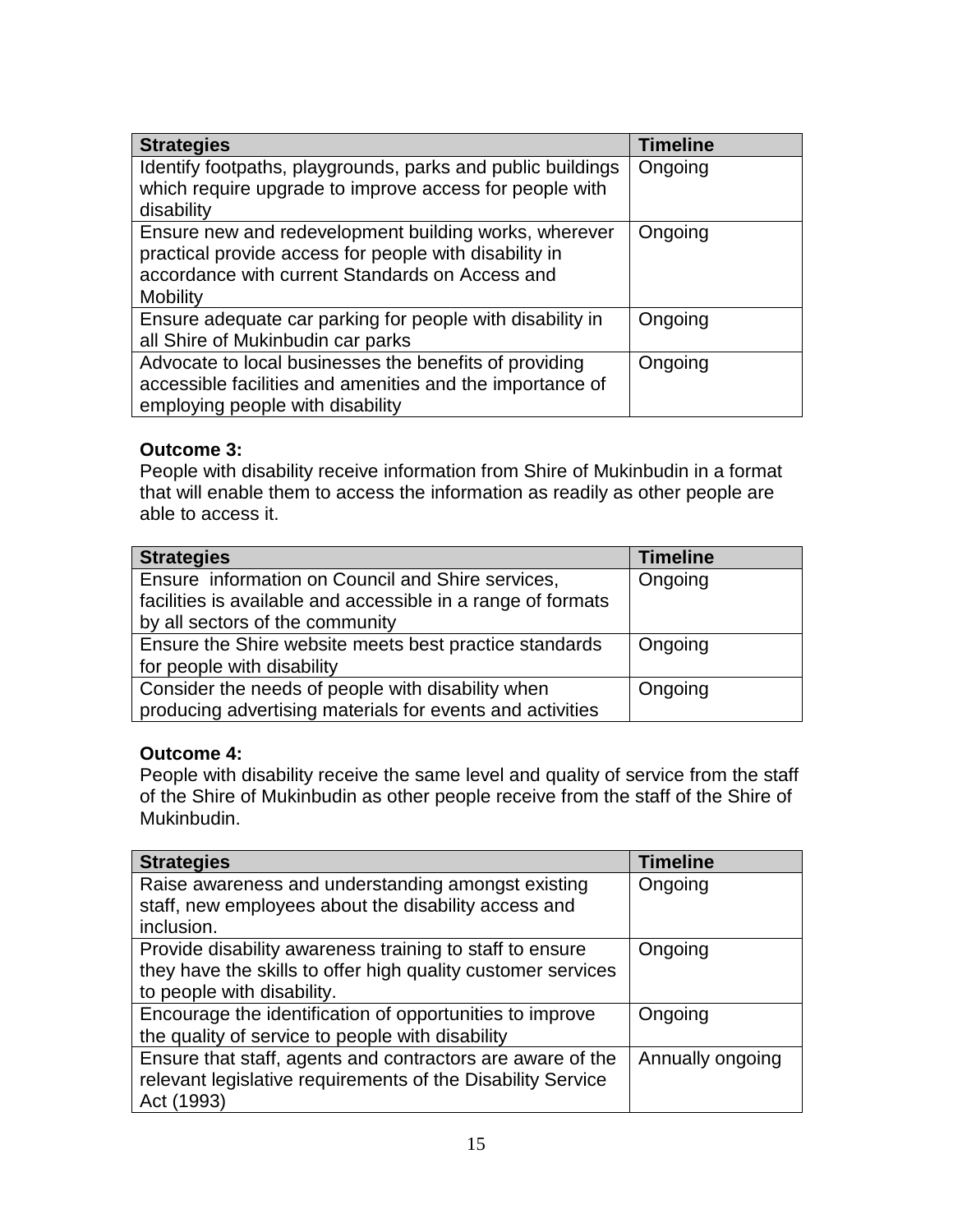| Strategies | Timeline |
| --- | --- |
| Identify footpaths, playgrounds, parks and public buildings which require upgrade to improve access for people with disability | Ongoing |
| Ensure new and redevelopment building works, wherever practical provide access for people with disability in accordance with current Standards on Access and Mobility | Ongoing |
| Ensure adequate car parking for people with disability in all Shire of Mukinbudin car parks | Ongoing |
| Advocate to local businesses the benefits of providing accessible facilities and amenities and the importance of employing people with disability | Ongoing |

**Outcome 3:**
People with disability receive information from Shire of Mukinbudin in a format that will enable them to access the information as readily as other people are able to access it.

| Strategies | Timeline |
| --- | --- |
| Ensure information on Council and Shire services, facilities is available and accessible in a range of formats by all sectors of the community | Ongoing |
| Ensure the Shire website meets best practice standards for people with disability | Ongoing |
| Consider the needs of people with disability when producing advertising materials for events and activities | Ongoing |

**Outcome 4:**
People with disability receive the same level and quality of service from the staff of the Shire of Mukinbudin as other people receive from the staff of the Shire of Mukinbudin.

| Strategies | Timeline |
| --- | --- |
| Raise awareness and understanding amongst existing staff, new employees about the disability access and inclusion. | Ongoing |
| Provide disability awareness training to staff to ensure they have the skills to offer high quality customer services to people with disability. | Ongoing |
| Encourage the identification of opportunities to improve the quality of service to people with disability | Ongoing |
| Ensure that staff, agents and contractors are aware of the relevant legislative requirements of the Disability Service Act (1993) | Annually ongoing |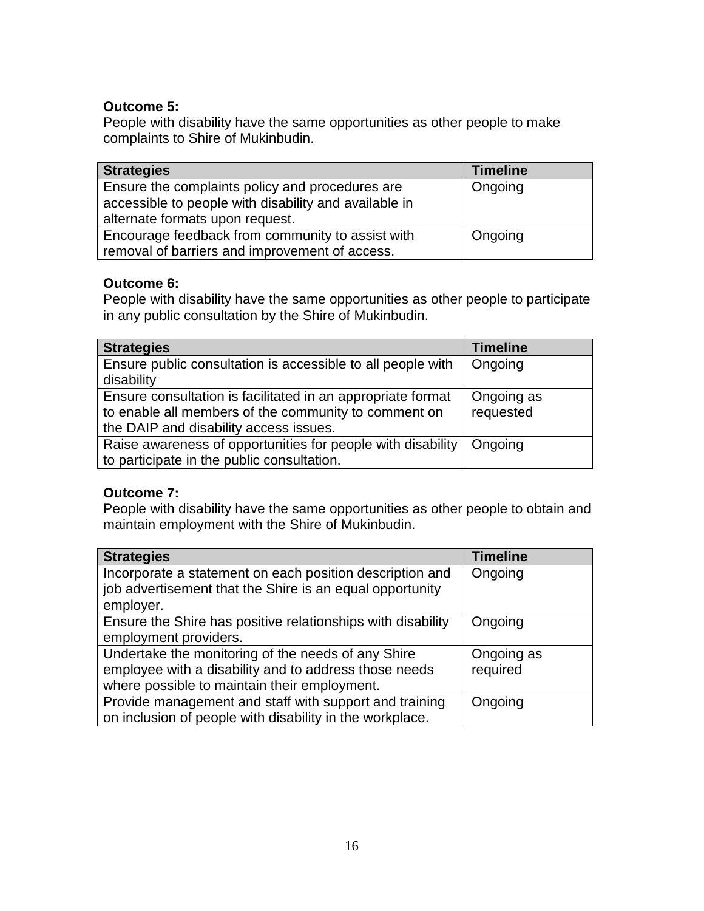**Outcome 5:**
People with disability have the same opportunities as other people to make complaints to Shire of Mukinbudin.

| Strategies | Timeline |
|---|---|
| Ensure the complaints policy and procedures are accessible to people with disability and available in alternate formats upon request. | Ongoing |
| Encourage feedback from community to assist with removal of barriers and improvement of access. | Ongoing |

**Outcome 6:**
People with disability have the same opportunities as other people to participate in any public consultation by the Shire of Mukinbudin.

| Strategies | Timeline |
|---|---|
| Ensure public consultation is accessible to all people with disability | Ongoing |
| Ensure consultation is facilitated in an appropriate format to enable all members of the community to comment on the DAIP and disability access issues. | Ongoing as requested |
| Raise awareness of opportunities for people with disability to participate in the public consultation. | Ongoing |

**Outcome 7:**
People with disability have the same opportunities as other people to obtain and maintain employment with the Shire of Mukinbudin.

| Strategies | Timeline |
|---|---|
| Incorporate a statement on each position description and job advertisement that the Shire is an equal opportunity employer. | Ongoing |
| Ensure the Shire has positive relationships with disability employment providers. | Ongoing |
| Undertake the monitoring of the needs of any Shire employee with a disability and to address those needs where possible to maintain their employment. | Ongoing as required |
| Provide management and staff with support and training on inclusion of people with disability in the workplace. | Ongoing |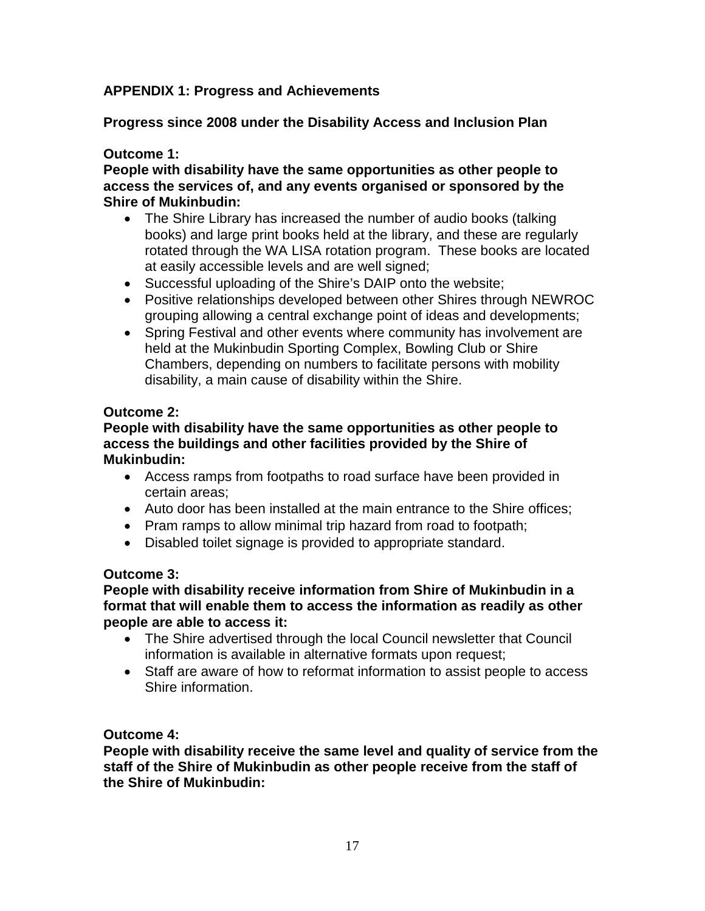## APPENDIX 1: Progress and Achievements

### Progress since 2008 under the Disability Access and Inclusion Plan

**Outcome 1:**
**People with disability have the same opportunities as other people to access the services of, and any events organised or sponsored by the Shire of Mukinbudin:**

- The Shire Library has increased the number of audio books (talking books) and large print books held at the library, and these are regularly rotated through the WA LISA rotation program. These books are located at easily accessible levels and are well signed;
- Successful uploading of the Shire's DAIP onto the website;
- Positive relationships developed between other Shires through NEWROC grouping allowing a central exchange point of ideas and developments;
- Spring Festival and other events where community has involvement are held at the Mukinbudin Sporting Complex, Bowling Club or Shire Chambers, depending on numbers to facilitate persons with mobility disability, a main cause of disability within the Shire.

**Outcome 2:**
**People with disability have the same opportunities as other people to access the buildings and other facilities provided by the Shire of Mukinbudin:**

- Access ramps from footpaths to road surface have been provided in certain areas;
- Auto door has been installed at the main entrance to the Shire offices;
- Pram ramps to allow minimal trip hazard from road to footpath;
- Disabled toilet signage is provided to appropriate standard.

**Outcome 3:**
**People with disability receive information from Shire of Mukinbudin in a format that will enable them to access the information as readily as other people are able to access it:**

- The Shire advertised through the local Council newsletter that Council information is available in alternative formats upon request;
- Staff are aware of how to reformat information to assist people to access Shire information.

**Outcome 4:**
**People with disability receive the same level and quality of service from the staff of the Shire of Mukinbudin as other people receive from the staff of the Shire of Mukinbudin:**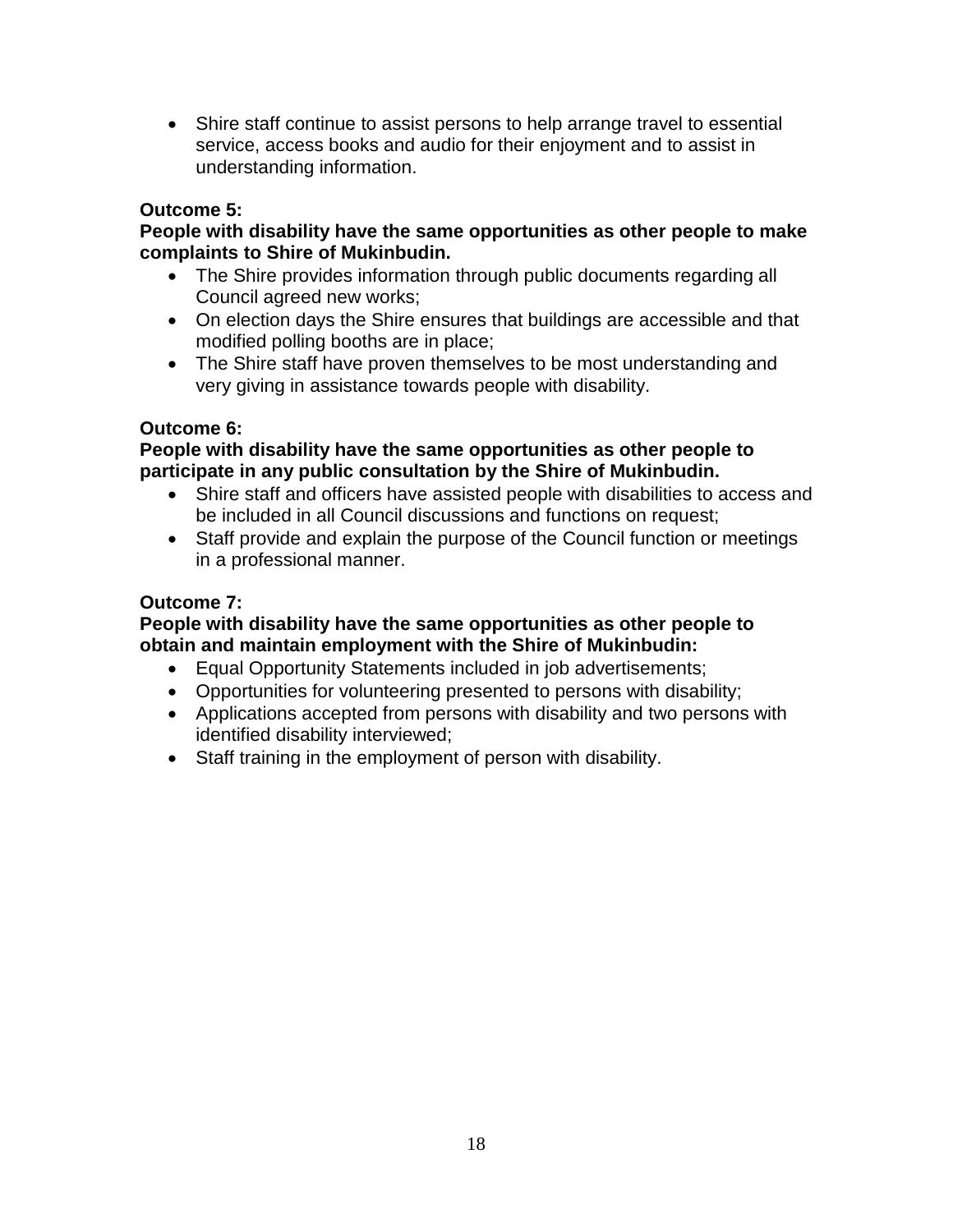- Shire staff continue to assist persons to help arrange travel to essential service, access books and audio for their enjoyment and to assist in understanding information.

**Outcome 5:**
**People with disability have the same opportunities as other people to make complaints to Shire of Mukinbudin.**

- The Shire provides information through public documents regarding all Council agreed new works;
- On election days the Shire ensures that buildings are accessible and that modified polling booths are in place;
- The Shire staff have proven themselves to be most understanding and very giving in assistance towards people with disability.

**Outcome 6:**
**People with disability have the same opportunities as other people to participate in any public consultation by the Shire of Mukinbudin.**

- Shire staff and officers have assisted people with disabilities to access and be included in all Council discussions and functions on request;
- Staff provide and explain the purpose of the Council function or meetings in a professional manner.

**Outcome 7:**
**People with disability have the same opportunities as other people to obtain and maintain employment with the Shire of Mukinbudin:**

- Equal Opportunity Statements included in job advertisements;
- Opportunities for volunteering presented to persons with disability;
- Applications accepted from persons with disability and two persons with identified disability interviewed;
- Staff training in the employment of person with disability.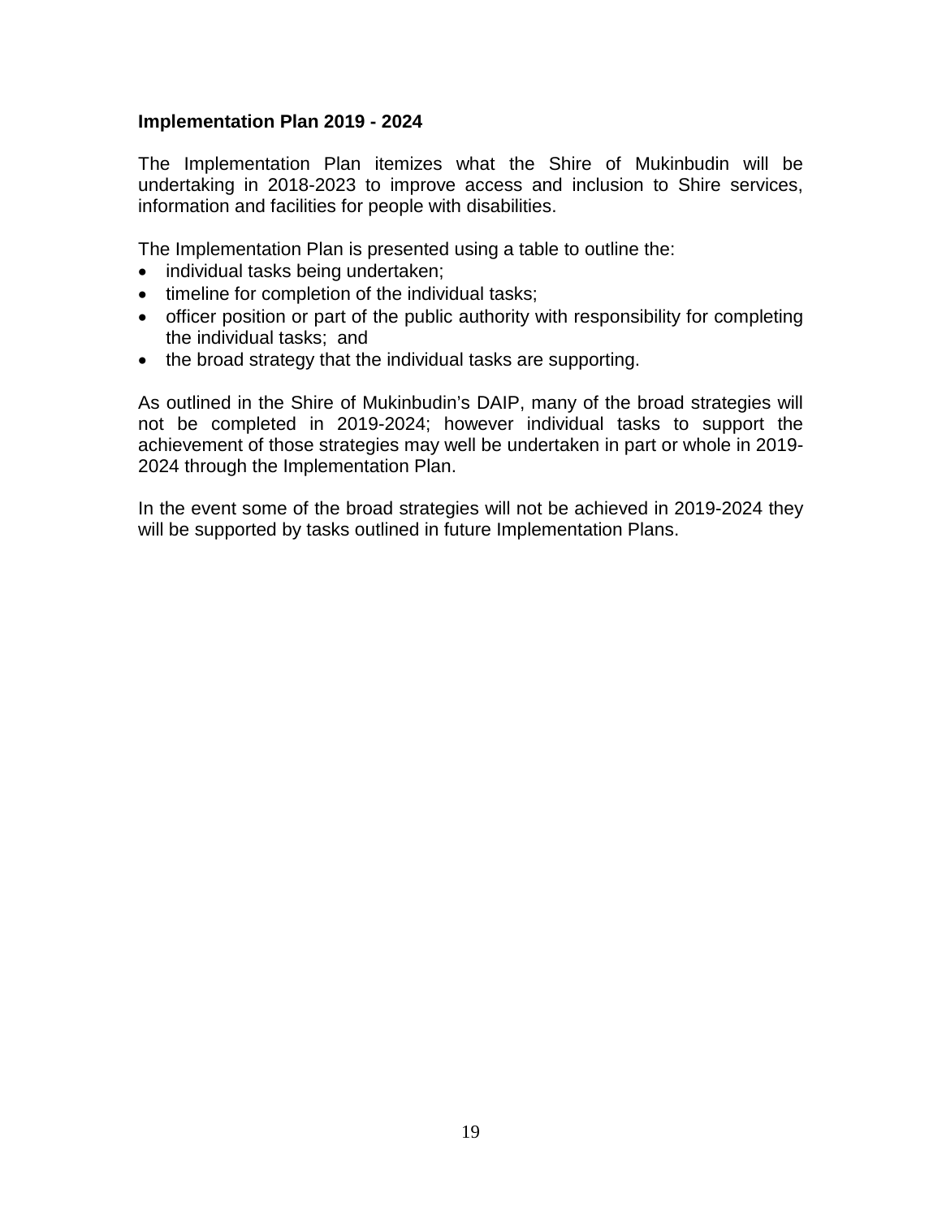**Implementation Plan 2019 - 2024**

The Implementation Plan itemizes what the Shire of Mukinbudin will be undertaking in 2018-2023 to improve access and inclusion to Shire services, information and facilities for people with disabilities.

The Implementation Plan is presented using a table to outline the:

- individual tasks being undertaken;
- timeline for completion of the individual tasks;
- officer position or part of the public authority with responsibility for completing the individual tasks; and
- the broad strategy that the individual tasks are supporting.

As outlined in the Shire of Mukinbudin's DAIP, many of the broad strategies will not be completed in 2019-2024; however individual tasks to support the achievement of those strategies may well be undertaken in part or whole in 2019-2024 through the Implementation Plan.

In the event some of the broad strategies will not be achieved in 2019-2024 they will be supported by tasks outlined in future Implementation Plans.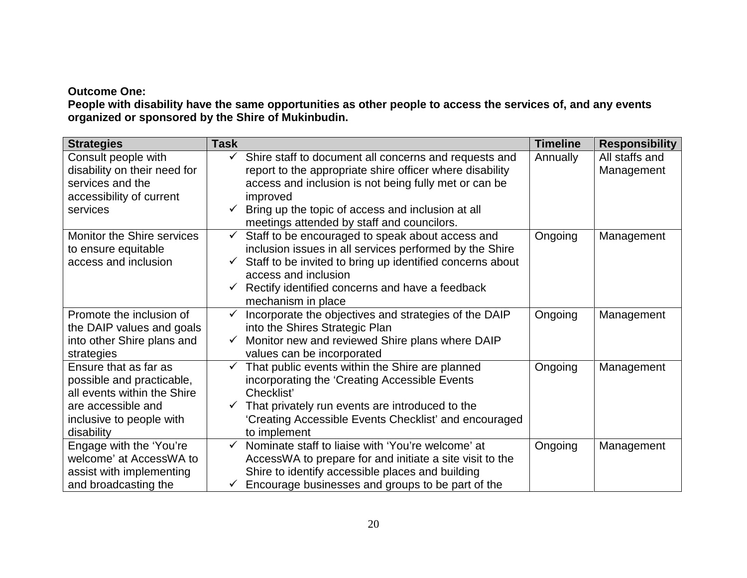**Outcome One:**
**People with disability have the same opportunities as other people to access the services of, and any events organized or sponsored by the Shire of Mukinbudin.**

| Strategies | Task | Timeline | Responsibility |
|---|---|---|---|
| Consult people with disability on their need for services and the accessibility of current services | ✓ Shire staff to document all concerns and requests and report to the appropriate shire officer where disability access and inclusion is not being fully met or can be improved<br>✓ Bring up the topic of access and inclusion at all meetings attended by staff and councilors. | Annually | All staffs and Management |
| Monitor the Shire services to ensure equitable access and inclusion | ✓ Staff to be encouraged to speak about access and inclusion issues in all services performed by the Shire<br>✓ Staff to be invited to bring up identified concerns about access and inclusion<br>✓ Rectify identified concerns and have a feedback mechanism in place | Ongoing | Management |
| Promote the inclusion of the DAIP values and goals into other Shire plans and strategies | ✓ Incorporate the objectives and strategies of the DAIP into the Shires Strategic Plan<br>✓ Monitor new and reviewed Shire plans where DAIP values can be incorporated | Ongoing | Management |
| Ensure that as far as possible and practicable, all events within the Shire are accessible and inclusive to people with disability | ✓ That public events within the Shire are planned incorporating the 'Creating Accessible Events Checklist'<br>✓ That privately run events are introduced to the 'Creating Accessible Events Checklist' and encouraged to implement | Ongoing | Management |
| Engage with the 'You're welcome' at AccessWA to assist with implementing and broadcasting the | ✓ Nominate staff to liaise with 'You're welcome' at AccessWA to prepare for and initiate a site visit to the Shire to identify accessible places and building<br>✓ Encourage businesses and groups to be part of the | Ongoing | Management |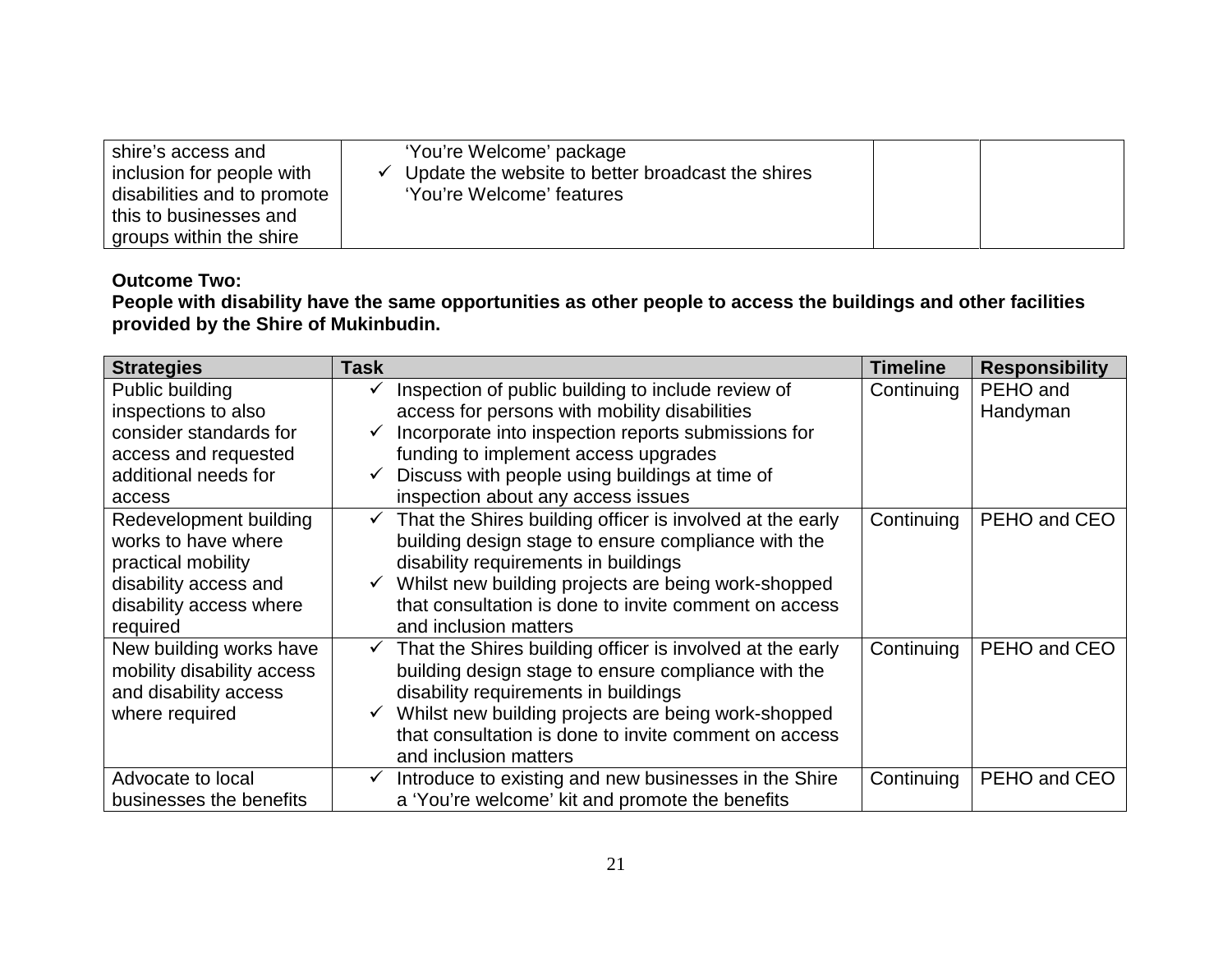| | | | |
|---|---|---|---|
| shire's access and inclusion for people with disabilities and to promote this to businesses and groups within the shire | 'You're Welcome' package<br>✓ Update the website to better broadcast the shires 'You're Welcome' features | | |

**Outcome Two:**
**People with disability have the same opportunities as other people to access the buildings and other facilities provided by the Shire of Mukinbudin.**

| Strategies | Task | Timeline | Responsibility |
|---|---|---|---|
| Public building inspections to also consider standards for access and requested additional needs for access | ✓ Inspection of public building to include review of access for persons with mobility disabilities<br>✓ Incorporate into inspection reports submissions for funding to implement access upgrades<br>✓ Discuss with people using buildings at time of inspection about any access issues | Continuing | PEHO and Handyman |
| Redevelopment building works to have where practical mobility disability access and disability access where required | ✓ That the Shires building officer is involved at the early building design stage to ensure compliance with the disability requirements in buildings<br>✓ Whilst new building projects are being work-shopped that consultation is done to invite comment on access and inclusion matters | Continuing | PEHO and CEO |
| New building works have mobility disability access and disability access where required | ✓ That the Shires building officer is involved at the early building design stage to ensure compliance with the disability requirements in buildings<br>✓ Whilst new building projects are being work-shopped that consultation is done to invite comment on access and inclusion matters | Continuing | PEHO and CEO |
| Advocate to local businesses the benefits | ✓ Introduce to existing and new businesses in the Shire a 'You're welcome' kit and promote the benefits | Continuing | PEHO and CEO |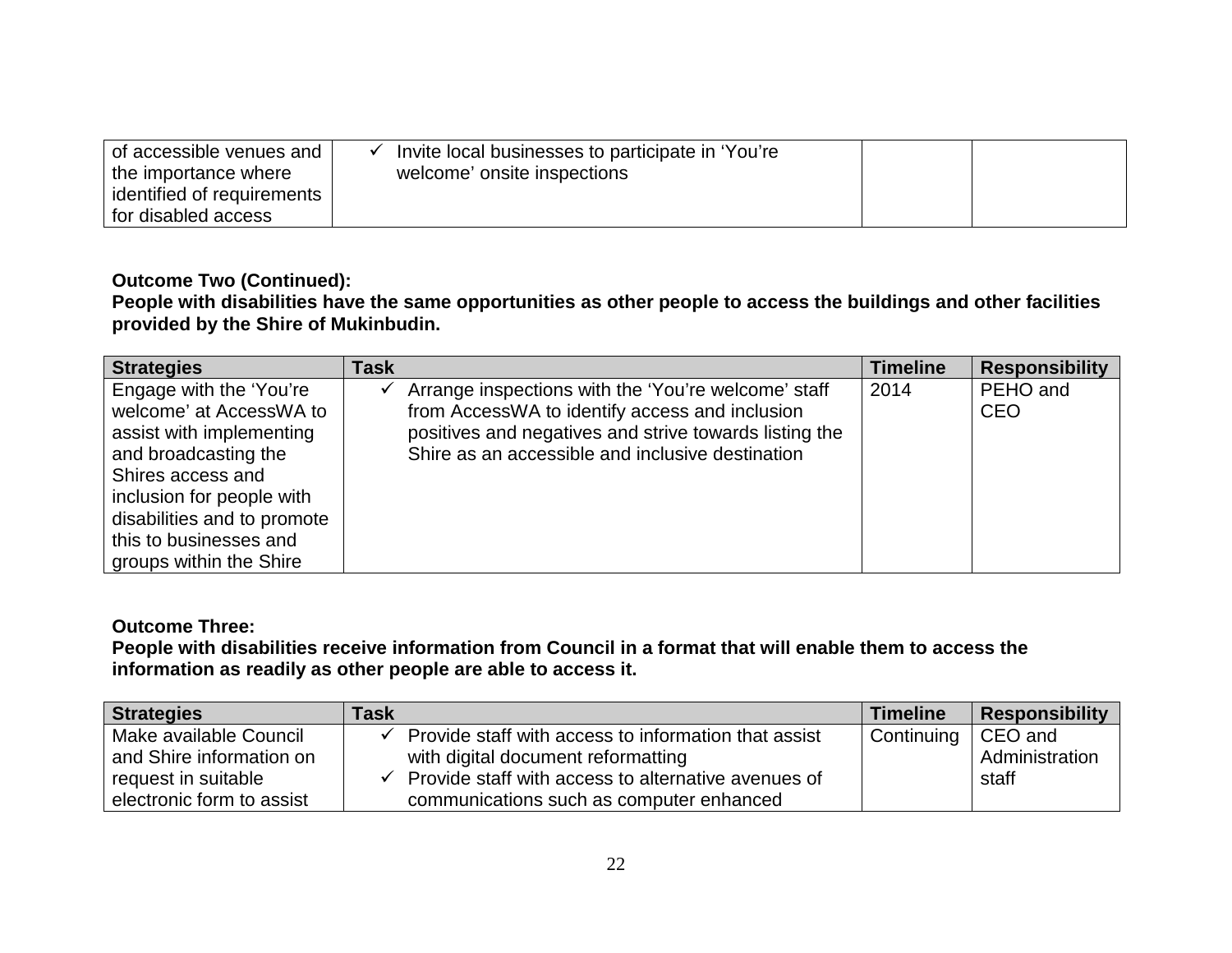| | | | |
|---|---|---|---|
| of accessible venues and the importance where identified of requirements for disabled access | ✓ Invite local businesses to participate in 'You're welcome' onsite inspections | | |

**Outcome Two (Continued):**
**People with disabilities have the same opportunities as other people to access the buildings and other facilities provided by the Shire of Mukinbudin.**

| Strategies | Task | Timeline | Responsibility |
|---|---|---|---|
| Engage with the 'You're welcome' at AccessWA to assist with implementing and broadcasting the Shires access and inclusion for people with disabilities and to promote this to businesses and groups within the Shire | ✓ Arrange inspections with the 'You're welcome' staff from AccessWA to identify access and inclusion positives and negatives and strive towards listing the Shire as an accessible and inclusive destination | 2014 | PEHO and CEO |

**Outcome Three:**
**People with disabilities receive information from Council in a format that will enable them to access the information as readily as other people are able to access it.**

| Strategies | Task | Timeline | Responsibility |
|---|---|---|---|
| Make available Council and Shire information on request in suitable electronic form to assist | ✓ Provide staff with access to information that assist with digital document reformatting<br>✓ Provide staff with access to alternative avenues of communications such as computer enhanced | Continuing | CEO and Administration staff |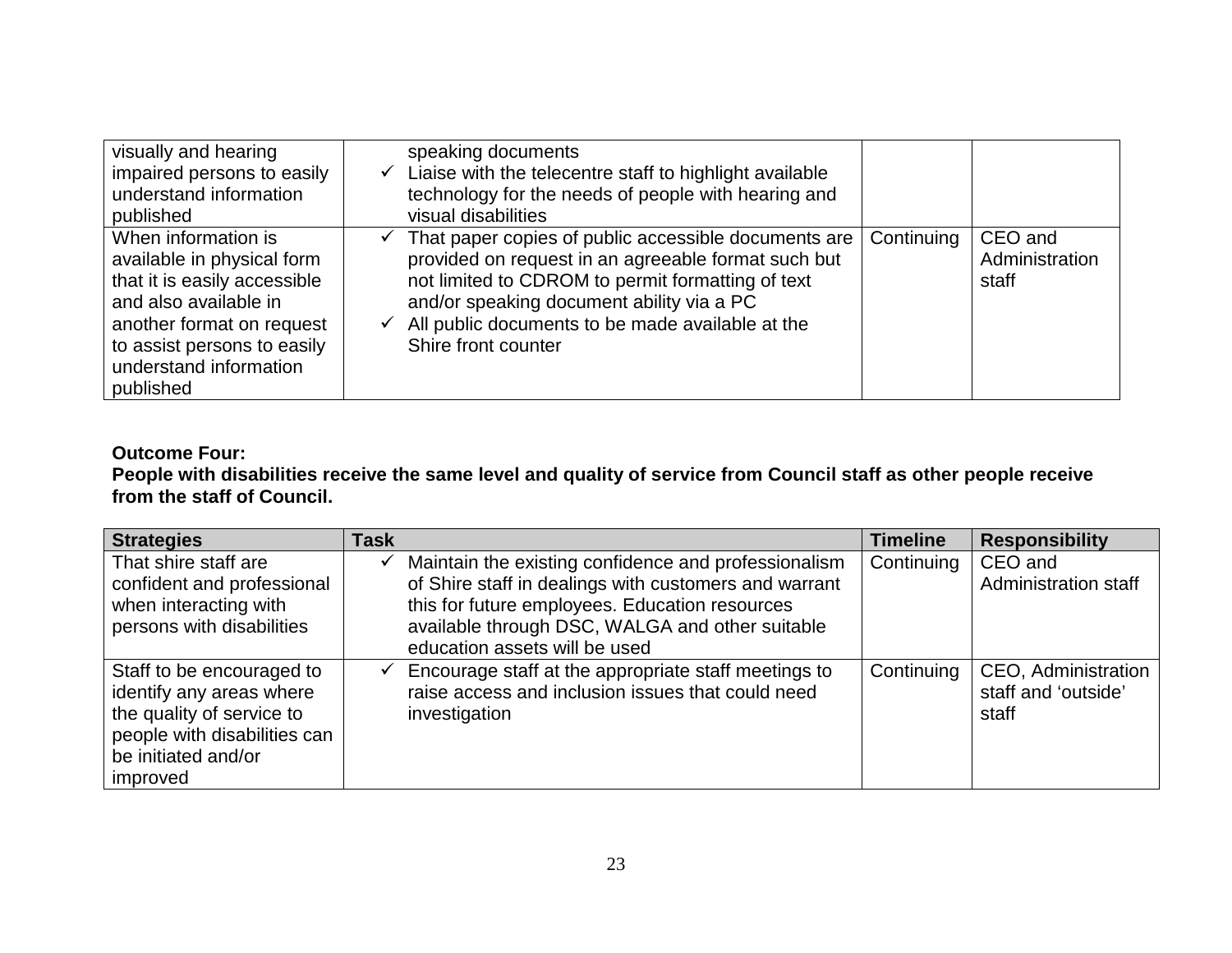| | | | |
|---|---|---|---|
| visually and hearing impaired persons to easily understand information published | speaking documents<br>✓ Liaise with the telecentre staff to highlight available technology for the needs of people with hearing and visual disabilities | | |
| When information is available in physical form that it is easily accessible and also available in another format on request to assist persons to easily understand information published | ✓ That paper copies of public accessible documents are provided on request in an agreeable format such but not limited to CDROM to permit formatting of text and/or speaking document ability via a PC<br>✓ All public documents to be made available at the Shire front counter | Continuing | CEO and Administration staff |

**Outcome Four:**
**People with disabilities receive the same level and quality of service from Council staff as other people receive from the staff of Council.**

| Strategies | Task | Timeline | Responsibility |
|---|---|---|---|
| That shire staff are confident and professional when interacting with persons with disabilities | ✓ Maintain the existing confidence and professionalism of Shire staff in dealings with customers and warrant this for future employees. Education resources available through DSC, WALGA and other suitable education assets will be used | Continuing | CEO and Administration staff |
| Staff to be encouraged to identify any areas where the quality of service to people with disabilities can be initiated and/or improved | ✓ Encourage staff at the appropriate staff meetings to raise access and inclusion issues that could need investigation | Continuing | CEO, Administration staff and 'outside' staff |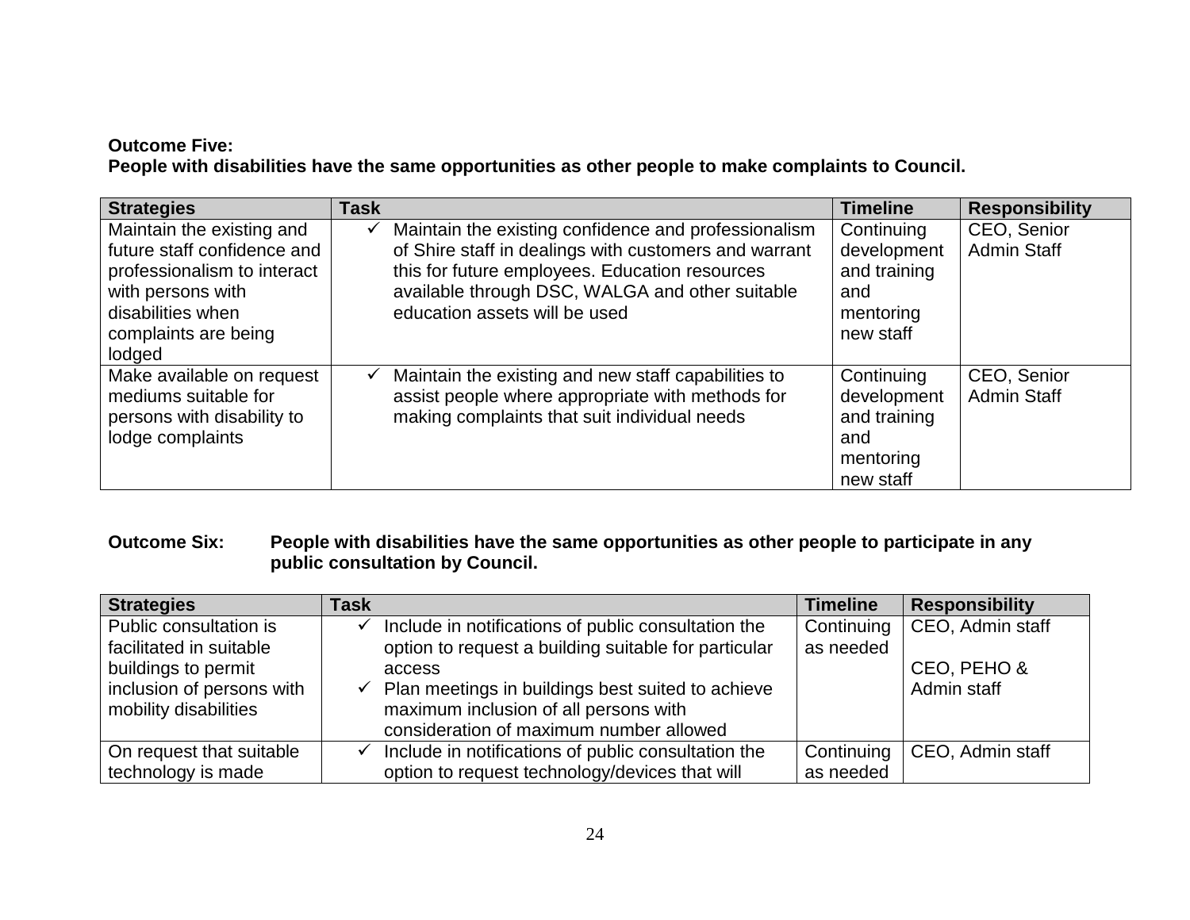**Outcome Five:**
**People with disabilities have the same opportunities as other people to make complaints to Council.**

| Strategies | Task | Timeline | Responsibility |
|---|---|---|---|
| Maintain the existing and future staff confidence and professionalism to interact with persons with disabilities when complaints are being lodged | ✓ Maintain the existing confidence and professionalism of Shire staff in dealings with customers and warrant this for future employees. Education resources available through DSC, WALGA and other suitable education assets will be used | Continuing development and training and mentoring new staff | CEO, Senior Admin Staff |
| Make available on request mediums suitable for persons with disability to lodge complaints | ✓ Maintain the existing and new staff capabilities to assist people where appropriate with methods for making complaints that suit individual needs | Continuing development and training and mentoring new staff | CEO, Senior Admin Staff |

**Outcome Six: People with disabilities have the same opportunities as other people to participate in any public consultation by Council.**

| Strategies | Task | Timeline | Responsibility |
|---|---|---|---|
| Public consultation is facilitated in suitable buildings to permit inclusion of persons with mobility disabilities | ✓ Include in notifications of public consultation the option to request a building suitable for particular access<br>✓ Plan meetings in buildings best suited to achieve maximum inclusion of all persons with consideration of maximum number allowed | Continuing as needed | CEO, Admin staff<br><br>CEO, PEHO & Admin staff |
| On request that suitable technology is made | ✓ Include in notifications of public consultation the option to request technology/devices that will | Continuing as needed | CEO, Admin staff |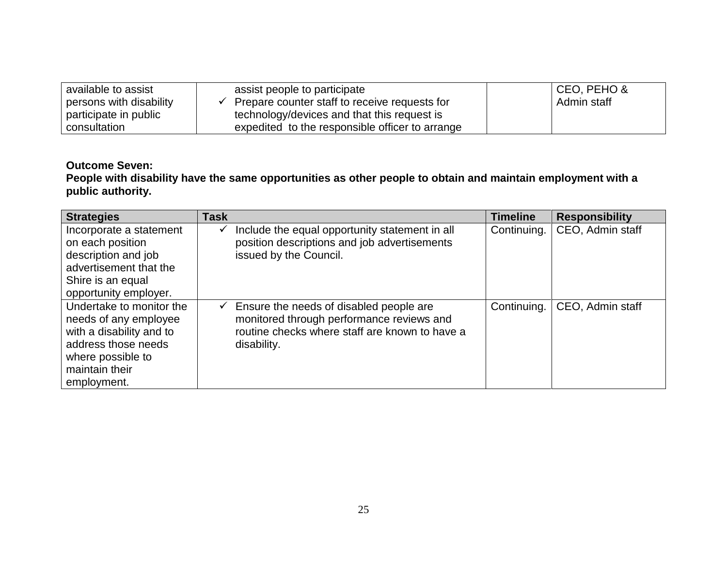| | | | |
|---|---|---|---|
| available to assist persons with disability participate in public consultation | assist people to participate<br>✓ Prepare counter staff to receive requests for technology/devices and that this request is expedited to the responsible officer to arrange | | CEO, PEHO & Admin staff |

**Outcome Seven:**
**People with disability have the same opportunities as other people to obtain and maintain employment with a public authority.**

| Strategies | Task | Timeline | Responsibility |
|---|---|---|---|
| Incorporate a statement on each position description and job advertisement that the Shire is an equal opportunity employer. | ✓ Include the equal opportunity statement in all position descriptions and job advertisements issued by the Council. | Continuing. | CEO, Admin staff |
| Undertake to monitor the needs of any employee with a disability and to address those needs where possible to maintain their employment. | ✓ Ensure the needs of disabled people are monitored through performance reviews and routine checks where staff are known to have a disability. | Continuing. | CEO, Admin staff |